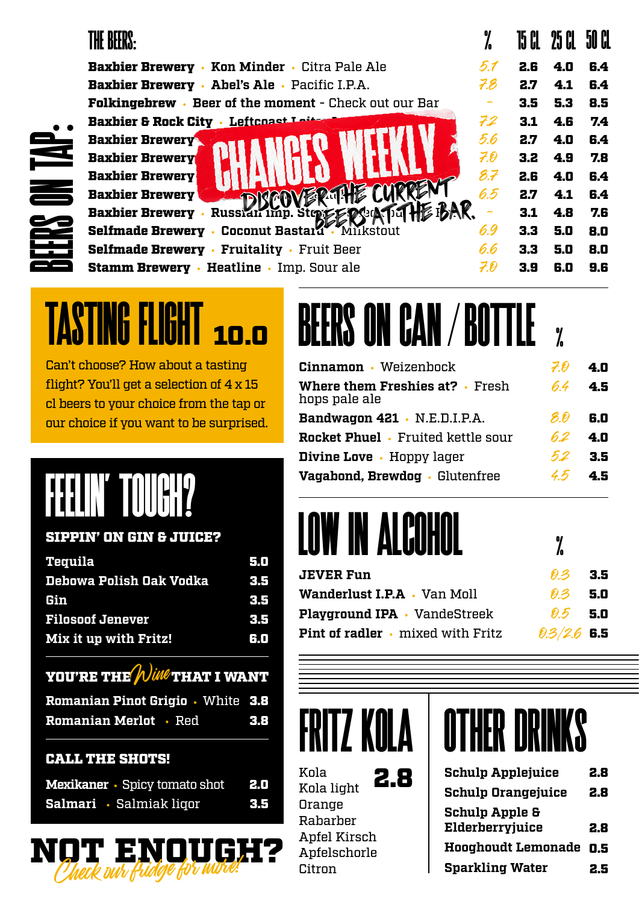# BEERS ON TAP:

| THE BEERS: | % | 15 CL | 25 CL | 50 CL |
|---|---|---|---|---|
| **Baxbier Brewery** · **Kon Minder** · Citra Pale Ale | 5.1 | 2.6 | 4.0 | 6.4 |
| **Baxbier Brewery** · **Abel's Ale** · Pacific I.P.A. | 7.8 | 2.7 | 4.1 | 6.4 |
| **Folkingebrew** · **Beer of the moment** - Check out our Bar | - | 3.5 | 5.3 | 8.5 |
| **Baxbier & Rock City** · **Leftcoast L...** | 7.2 | 3.1 | 4.6 | 7.4 |
| **Baxbier Brewery** | 5.6 | 2.7 | 4.0 | 6.4 |
| **Baxbier Brewery** | 7.0 | 3.2 | 4.9 | 7.8 |
| **Baxbier Brewery** | 8.7 | 2.6 | 4.0 | 6.4 |
| **Baxbier Brewery** | 6.5 | 2.7 | 4.1 | 6.4 |
| **Baxbier Brewery** · **Russian Imp. St...** | - | 3.1 | 4.8 | 7.6 |
| **Selfmade Brewery** · **Coconut Bastard** · Milkstout | 6.9 | 3.3 | 5.0 | 8.0 |
| **Selfmade Brewery** · **Fruitality** · Fruit Beer | 6.6 | 3.3 | 5.0 | 8.0 |
| **Stamm Brewery** · **Heatline** · Imp. Sour ale | 7.0 | 3.9 | 6.0 | 9.6 |

**CHANGES WEEKLY**

*DISCOVER THE CURRENT BEERS AT THE BAR.*

# TASTING FLIGHT 10.0

Can't choose? How about a tasting flight? You'll get a selection of 4 x 15 cl beers to your choice from the tap or our choice if you want to be surprised.

# FEELIN' TOUGH?

## SIPPIN' ON GIN & JUICE?

| | |
|---|---|
| **Tequila** | 5.0 |
| **Debowa Polish Oak Vodka** | 3.5 |
| **Gin** | 3.5 |
| **Filosoof Jenever** | 3.5 |
| **Mix it up with Fritz!** | 6.0 |

## YOU'RE THE *Wine* THAT I WANT

| | |
|---|---|
| **Romanian Pinot Grigio** · White | 3.8 |
| **Romanian Merlot** · Red | 3.8 |

## CALL THE SHOTS!

| | |
|---|---|
| **Mexikaner** · Spicy tomato shot | 2.0 |
| **Salmari** · Salmiak liqor | 3.5 |

# NOT ENOUGH?

*Check our fridge for more!*

# BEERS ON CAN / BOTTLE

| | % | |
|---|---|---|
| **Cinnamon** · Weizenbock | 7.0 | 4.0 |
| **Where them Freshies at?** · Fresh hops pale ale | 6.4 | 4.5 |
| **Bandwagon 421** · N.E.D.I.P.A. | 8.0 | 6.0 |
| **Rocket Phuel** · Fruited kettle sour | 6.2 | 4.0 |
| **Divine Love** · Hoppy lager | 5.2 | 3.5 |
| **Vagabond, Brewdog** · Glutenfree | 4.5 | 4.5 |

# LOW IN ALCOHOL

| | % | |
|---|---|---|
| **JEVER Fun** | 0.3 | 3.5 |
| **Wanderlust I.P.A** · Van Moll | 0.3 | 5.0 |
| **Playground IPA** · VandeStreek | 0.5 | 5.0 |
| **Pint of radler** · mixed with Fritz | 0.3/2.6 | 6.5 |

# FRITZ KOLA

**2.8**

- Kola
- Kola light
- Orange
- Rabarber
- Apfel Kirsch
- Apfelschorle
- Citron

# OTHER DRINKS

| | |
|---|---|
| **Schulp Applejuice** | 2.8 |
| **Schulp Orangejuice** | 2.8 |
| **Schulp Apple & Elderberryjuice** | 2.8 |
| **Hooghoudt Lemonade** | 0.5 |
| **Sparkling Water** | 2.5 |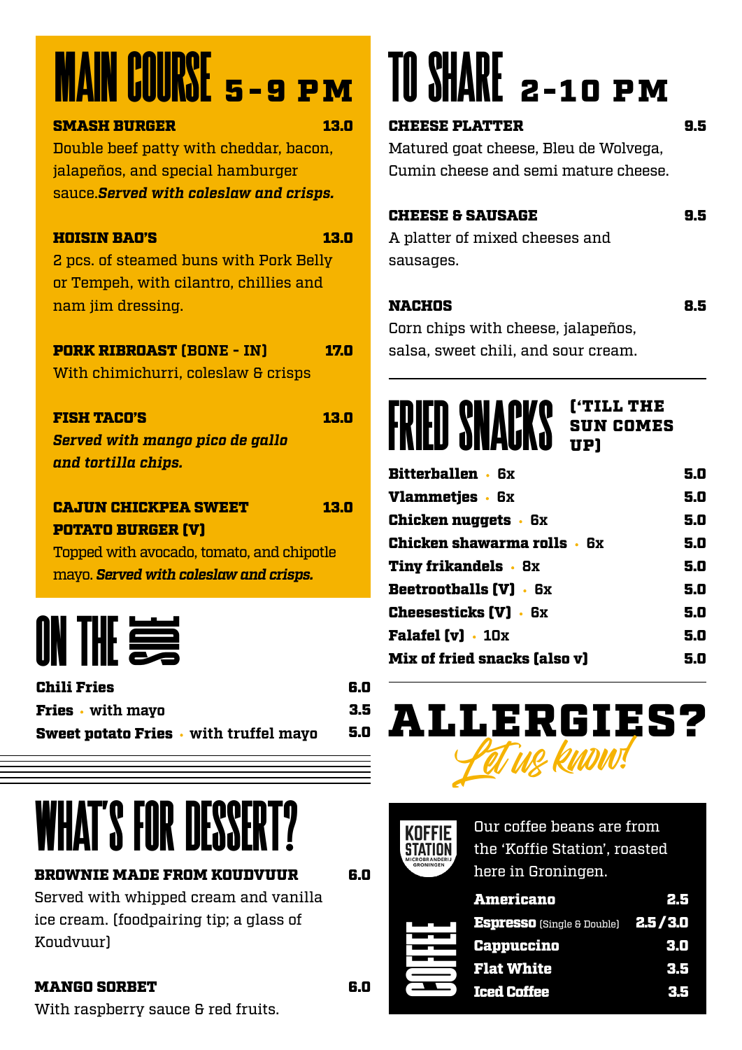# MAIN COURSE 5-9 PM

**SMASH BURGER** **13.0**
Double beef patty with cheddar, bacon, jalapeños, and special hamburger sauce.***Served with coleslaw and crisps.***

**HOISIN BAO'S** **13.0**
2 pcs. of steamed buns with Pork Belly or Tempeh, with cilantro, chillies and nam jim dressing.

**PORK RIBROAST (BONE - IN)** **17.0**
With chimichurri, coleslaw & crisps

**FISH TACO'S** **13.0**
***Served with mango pico de gallo and tortilla chips.***

**CAJUN CHICKPEA SWEET POTATO BURGER (V)** **13.0**
Topped with avocado, tomato, and chipotle mayo. ***Served with coleslaw and crisps.***

# ON THE SIDE

| | |
|---|---|
| **Chili Fries** | **6.0** |
| **Fries** · with mayo | **3.5** |
| **Sweet potato Fries** · with truffel mayo | **5.0** |

# WHAT'S FOR DESSERT?

**BROWNIE MADE FROM KOUDVUUR** **6.0**
Served with whipped cream and vanilla ice cream. (foodpairing tip; a glass of Koudvuur)

**MANGO SORBET** **6.0**
With raspberry sauce & red fruits.

# TO SHARE 2-10 PM

**CHEESE PLATTER** **9.5**
Matured goat cheese, Bleu de Wolvega, Cumin cheese and semi mature cheese.

**CHEESE & SAUSAGE** **9.5**
A platter of mixed cheeses and sausages.

**NACHOS** **8.5**
Corn chips with cheese, jalapeños, salsa, sweet chili, and sour cream.

# FRIED SNACKS ('TILL THE SUN COMES UP)

| | |
|---|---|
| **Bitterballen** · 6x | **5.0** |
| **Vlammetjes** · 6x | **5.0** |
| **Chicken nuggets** · 6x | **5.0** |
| **Chicken shawarma rolls** · 6x | **5.0** |
| **Tiny frikandels** · 8x | **5.0** |
| **Beetrootballs (V)** · 6x | **5.0** |
| **Cheesesticks (V)** · 6x | **5.0** |
| **Falafel (v)** · 10x | **5.0** |
| **Mix of fried snacks (also v)** | **5.0** |

# ALLERGIES?

*Let us know!*

# COFFEE

KOFFIE STATION
MICROBRANDERIJ GRONINGEN

Our coffee beans are from the 'Koffie Station', roasted here in Groningen.

| | |
|---|---|
| **Americano** | **2.5** |
| **Espresso** (Single & Double) | **2.5 / 3.0** |
| **Cappuccino** | **3.0** |
| **Flat White** | **3.5** |
| **Iced Coffee** | **3.5** |